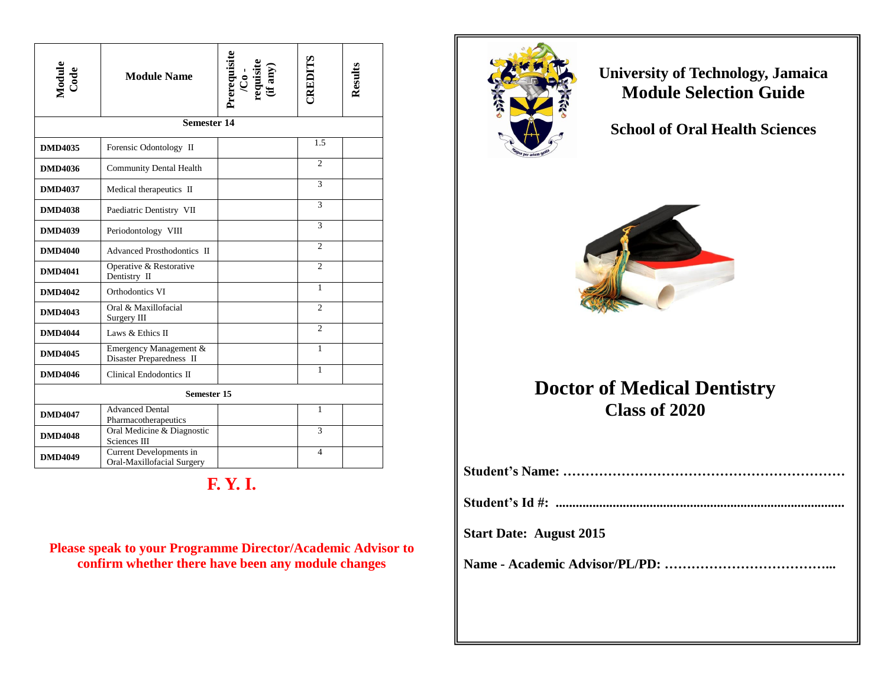| Module Code | Module Name | Prerequisite /Co - requisite (if any) | CREDITS | Results |
|---|---|---|---|---|
| **Semester 14** | | | | |
| **DMD4035** | Forensic Odontology II | | 1.5 | |
| **DMD4036** | Community Dental Health | | 2 | |
| **DMD4037** | Medical therapeutics II | | 3 | |
| **DMD4038** | Paediatric Dentistry VII | | 3 | |
| **DMD4039** | Periodontology VIII | | 3 | |
| **DMD4040** | Advanced Prosthodontics II | | 2 | |
| **DMD4041** | Operative & Restorative Dentistry II | | 2 | |
| **DMD4042** | Orthodontics VI | | 1 | |
| **DMD4043** | Oral & Maxillofacial Surgery III | | 2 | |
| **DMD4044** | Laws & Ethics II | | 2 | |
| **DMD4045** | Emergency Management & Disaster Preparedness II | | 1 | |
| **DMD4046** | Clinical Endodontics II | | 1 | |
| **Semester 15** | | | | |
| **DMD4047** | Advanced Dental Pharmacotherapeutics | | 1 | |
| **DMD4048** | Oral Medicine & Diagnostic Sciences III | | 3 | |
| **DMD4049** | Current Developments in Oral-Maxillofacial Surgery | | 4 | |

**F. Y. I.**

**Please speak to your Programme Director/Academic Advisor to confirm whether there have been any module changes**

# University of Technology, Jamaica
# Module Selection Guide

## School of Oral Health Sciences

# Doctor of Medical Dentistry
## Class of 2020

**Student's Name: ……………………………………………………**

**Student's Id #: ..................................................................................**

**Start Date: August 2015**

**Name - Academic Advisor/PL/PD: ………………………………...**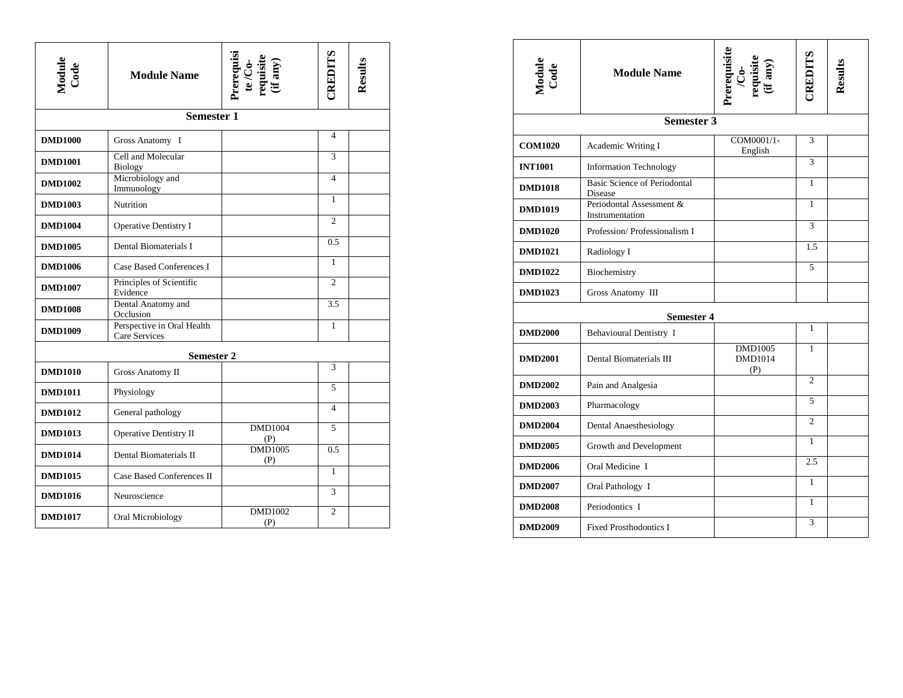| Module Code | Module Name | Prerequisite /Co-requisite (if any) | CREDITS | Results |
|---|---|---|---|---|
| **Semester 1** | | | | |
| **DMD1000** | Gross Anatomy I | | 4 | |
| **DMD1001** | Cell and Molecular Biology | | 3 | |
| **DMD1002** | Microbiology and Immunology | | 4 | |
| **DMD1003** | Nutrition | | 1 | |
| **DMD1004** | Operative Dentistry I | | 2 | |
| **DMD1005** | Dental Biomaterials I | | 0.5 | |
| **DMD1006** | Case Based Conferences I | | 1 | |
| **DMD1007** | Principles of Scientific Evidence | | 2 | |
| **DMD1008** | Dental Anatomy and Occlusion | | 3.5 | |
| **DMD1009** | Perspective in Oral Health Care Services | | 1 | |
| **Semester 2** | | | | |
| **DMD1010** | Gross Anatomy II | | 3 | |
| **DMD1011** | Physiology | | 5 | |
| **DMD1012** | General pathology | | 4 | |
| **DMD1013** | Operative Dentistry II | DMD1004 (P) | 5 | |
| **DMD1014** | Dental Biomaterials II | DMD1005 (P) | 0.5 | |
| **DMD1015** | Case Based Conferences II | | 1 | |
| **DMD1016** | Neuroscience | | 3 | |
| **DMD1017** | Oral Microbiology | DMD1002 (P) | 2 | |

| Module Code | Module Name | Prerequisite /Co-requisite (if any) | CREDITS | Results |
|---|---|---|---|---|
| **Semester 3** | | | | |
| **COM1020** | Academic Writing I | COM0001/1-English | 3 | |
| **INT1001** | Information Technology | | 3 | |
| **DMD1018** | Basic Science of Periodontal Disease | | 1 | |
| **DMD1019** | Periodontal Assessment & Instrumentation | | 1 | |
| **DMD1020** | Profession/ Professionalism I | | 3 | |
| **DMD1021** | Radiology I | | 1.5 | |
| **DMD1022** | Biochemistry | | 5 | |
| **DMD1023** | Gross Anatomy III | | | |
| **Semester 4** | | | | |
| **DMD2000** | Behavioural Dentistry I | | 1 | |
| **DMD2001** | Dental Biomaterials III | DMD1005 DMD1014 (P) | 1 | |
| **DMD2002** | Pain and Analgesia | | 2 | |
| **DMD2003** | Pharmacology | | 5 | |
| **DMD2004** | Dental Anaesthesiology | | 2 | |
| **DMD2005** | Growth and Development | | 1 | |
| **DMD2006** | Oral Medicine I | | 2.5 | |
| **DMD2007** | Oral Pathology I | | 1 | |
| **DMD2008** | Periodontics I | | 1 | |
| **DMD2009** | Fixed Prosthodontics I | | 3 | |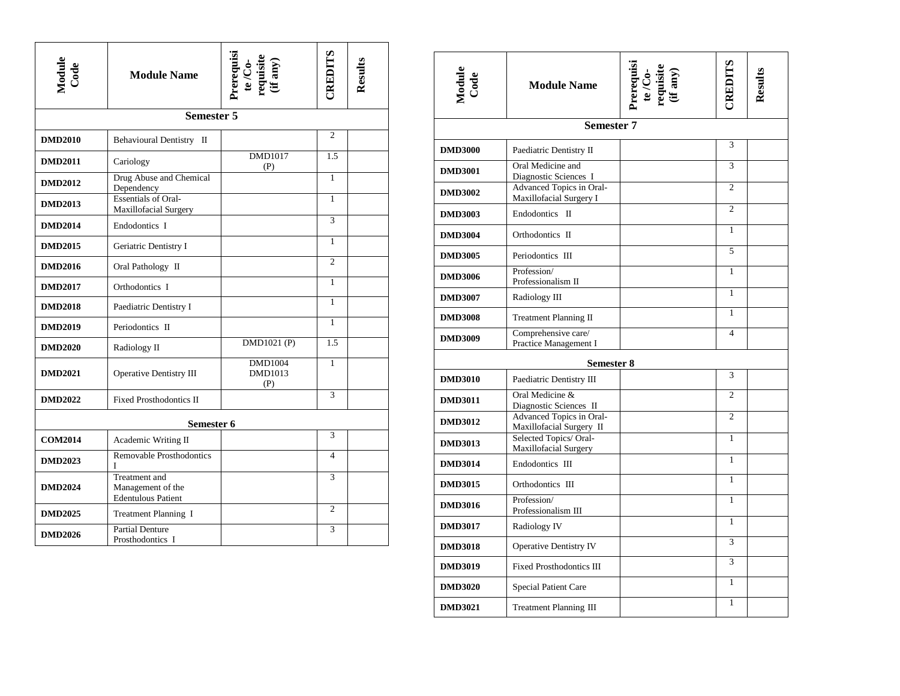| Module Code | Module Name | Prerequisite /Co-requisite (if any) | CREDITS | Results |
|---|---|---|---|---|
| **Semester 5** | | | | |
| **DMD2010** | Behavioural Dentistry II | | 2 | |
| **DMD2011** | Cariology | DMD1017 (P) | 1.5 | |
| **DMD2012** | Drug Abuse and Chemical Dependency | | 1 | |
| **DMD2013** | Essentials of Oral-Maxillofacial Surgery | | 1 | |
| **DMD2014** | Endodontics I | | 3 | |
| **DMD2015** | Geriatric Dentistry I | | 1 | |
| **DMD2016** | Oral Pathology II | | 2 | |
| **DMD2017** | Orthodontics I | | 1 | |
| **DMD2018** | Paediatric Dentistry I | | 1 | |
| **DMD2019** | Periodontics II | | 1 | |
| **DMD2020** | Radiology II | DMD1021 (P) | 1.5 | |
| **DMD2021** | Operative Dentistry III | DMD1004 DMD1013 (P) | 1 | |
| **DMD2022** | Fixed Prosthodontics II | | 3 | |
| **Semester 6** | | | | |
| **COM2014** | Academic Writing II | | 3 | |
| **DMD2023** | Removable Prosthodontics I | | 4 | |
| **DMD2024** | Treatment and Management of the Edentulous Patient | | 3 | |
| **DMD2025** | Treatment Planning I | | 2 | |
| **DMD2026** | Partial Denture Prosthodontics I | | 3 | |

| Module Code | Module Name | Prerequisite /Co-requisite (if any) | CREDITS | Results |
|---|---|---|---|---|
| **Semester 7** | | | | |
| **DMD3000** | Paediatric Dentistry II | | 3 | |
| **DMD3001** | Oral Medicine and Diagnostic Sciences I | | 3 | |
| **DMD3002** | Advanced Topics in Oral-Maxillofacial Surgery I | | 2 | |
| **DMD3003** | Endodontics II | | 2 | |
| **DMD3004** | Orthodontics II | | 1 | |
| **DMD3005** | Periodontics III | | 5 | |
| **DMD3006** | Profession/ Professionalism II | | 1 | |
| **DMD3007** | Radiology III | | 1 | |
| **DMD3008** | Treatment Planning II | | 1 | |
| **DMD3009** | Comprehensive care/ Practice Management I | | 4 | |
| **Semester 8** | | | | |
| **DMD3010** | Paediatric Dentistry III | | 3 | |
| **DMD3011** | Oral Medicine & Diagnostic Sciences II | | 2 | |
| **DMD3012** | Advanced Topics in Oral-Maxillofacial Surgery II | | 2 | |
| **DMD3013** | Selected Topics/ Oral-Maxillofacial Surgery | | 1 | |
| **DMD3014** | Endodontics III | | 1 | |
| **DMD3015** | Orthodontics III | | 1 | |
| **DMD3016** | Profession/ Professionalism III | | 1 | |
| **DMD3017** | Radiology IV | | 1 | |
| **DMD3018** | Operative Dentistry IV | | 3 | |
| **DMD3019** | Fixed Prosthodontics III | | 3 | |
| **DMD3020** | Special Patient Care | | 1 | |
| **DMD3021** | Treatment Planning III | | 1 | |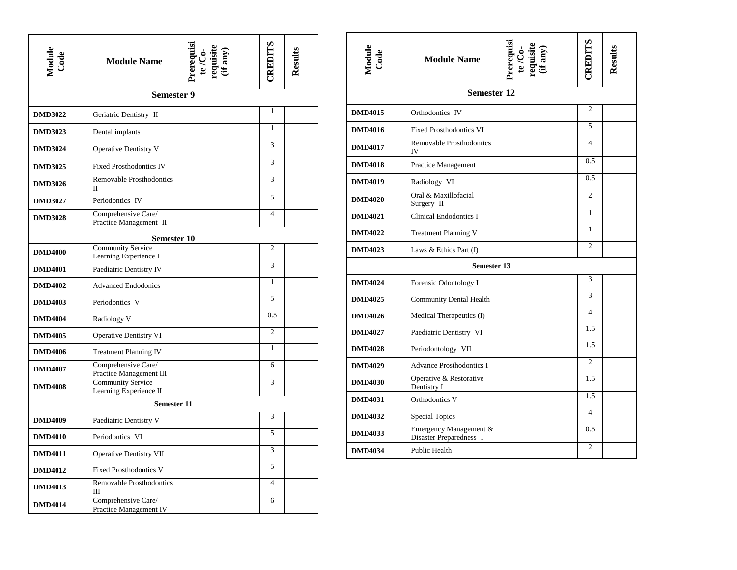| Module Code | Module Name | Prerequisite /Co-requisite (if any) | CREDITS | Results |
|---|---|---|---|---|
| **Semester 9** | | | | |
| **DMD3022** | Geriatric Dentistry II | | 1 | |
| **DMD3023** | Dental implants | | 1 | |
| **DMD3024** | Operative Dentistry V | | 3 | |
| **DMD3025** | Fixed Prosthodontics IV | | 3 | |
| **DMD3026** | Removable Prosthodontics II | | 3 | |
| **DMD3027** | Periodontics IV | | 5 | |
| **DMD3028** | Comprehensive Care/ Practice Management II | | 4 | |
| **Semester 10** | | | | |
| **DMD4000** | Community Service Learning Experience I | | 2 | |
| **DMD4001** | Paediatric Dentistry IV | | 3 | |
| **DMD4002** | Advanced Endodonics | | 1 | |
| **DMD4003** | Periodontics V | | 5 | |
| **DMD4004** | Radiology V | | 0.5 | |
| **DMD4005** | Operative Dentistry VI | | 2 | |
| **DMD4006** | Treatment Planning IV | | 1 | |
| **DMD4007** | Comprehensive Care/ Practice Management III | | 6 | |
| **DMD4008** | Community Service Learning Experience II | | 3 | |
| **Semester 11** | | | | |
| **DMD4009** | Paediatric Dentistry V | | 3 | |
| **DMD4010** | Periodontics VI | | 5 | |
| **DMD4011** | Operative Dentistry VII | | 3 | |
| **DMD4012** | Fixed Prosthodontics V | | 5 | |
| **DMD4013** | Removable Prosthodontics III | | 4 | |
| **DMD4014** | Comprehensive Care/ Practice Management IV | | 6 | |

| Module Code | Module Name | Prerequisite /Co-requisite (if any) | CREDITS | Results |
|---|---|---|---|---|
| **Semester 12** | | | | |
| **DMD4015** | Orthodontics IV | | 2 | |
| **DMD4016** | Fixed Prosthodontics VI | | 5 | |
| **DMD4017** | Removable Prosthodontics IV | | 4 | |
| **DMD4018** | Practice Management | | 0.5 | |
| **DMD4019** | Radiology VI | | 0.5 | |
| **DMD4020** | Oral & Maxillofacial Surgery II | | 2 | |
| **DMD4021** | Clinical Endodontics I | | 1 | |
| **DMD4022** | Treatment Planning V | | 1 | |
| **DMD4023** | Laws & Ethics Part (I) | | 2 | |
| **Semester 13** | | | | |
| **DMD4024** | Forensic Odontology I | | 3 | |
| **DMD4025** | Community Dental Health | | 3 | |
| **DMD4026** | Medical Therapeutics (I) | | 4 | |
| **DMD4027** | Paediatric Dentistry VI | | 1.5 | |
| **DMD4028** | Periodontology VII | | 1.5 | |
| **DMD4029** | Advance Prosthodontics I | | 2 | |
| **DMD4030** | Operative & Restorative Dentistry I | | 1.5 | |
| **DMD4031** | Orthodontics V | | 1.5 | |
| **DMD4032** | Special Topics | | 4 | |
| **DMD4033** | Emergency Management & Disaster Preparedness I | | 0.5 | |
| **DMD4034** | Public Health | | 2 | |